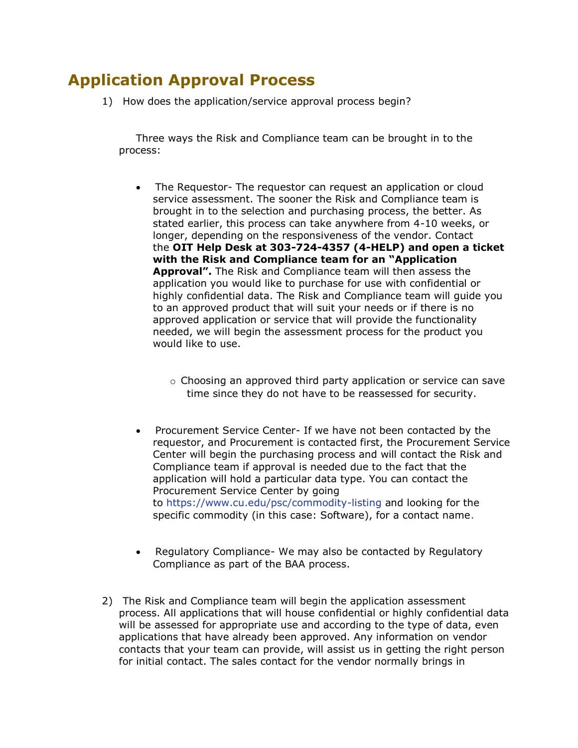# Application Approval Process

1) How does the application/service approval process begin?

   Three ways the Risk and Compliance team can be brought in to the process:

   - The Requestor- The requestor can request an application or cloud service assessment. The sooner the Risk and Compliance team is brought in to the selection and purchasing process, the better. As stated earlier, this process can take anywhere from 4-10 weeks, or longer, depending on the responsiveness of the vendor. Contact the **OIT Help Desk at 303-724-4357 (4-HELP) and open a ticket with the Risk and Compliance team for an "Application Approval".** The Risk and Compliance team will then assess the application you would like to purchase for use with confidential or highly confidential data. The Risk and Compliance team will guide you to an approved product that will suit your needs or if there is no approved application or service that will provide the functionality needed, we will begin the assessment process for the product you would like to use.

     - Choosing an approved third party application or service can save time since they do not have to be reassessed for security.

   - Procurement Service Center- If we have not been contacted by the requestor, and Procurement is contacted first, the Procurement Service Center will begin the purchasing process and will contact the Risk and Compliance team if approval is needed due to the fact that the application will hold a particular data type. You can contact the Procurement Service Center by going to https://www.cu.edu/psc/commodity-listing and looking for the specific commodity (in this case: Software), for a contact name.

   - Regulatory Compliance- We may also be contacted by Regulatory Compliance as part of the BAA process.

2) The Risk and Compliance team will begin the application assessment process. All applications that will house confidential or highly confidential data will be assessed for appropriate use and according to the type of data, even applications that have already been approved. Any information on vendor contacts that your team can provide, will assist us in getting the right person for initial contact. The sales contact for the vendor normally brings in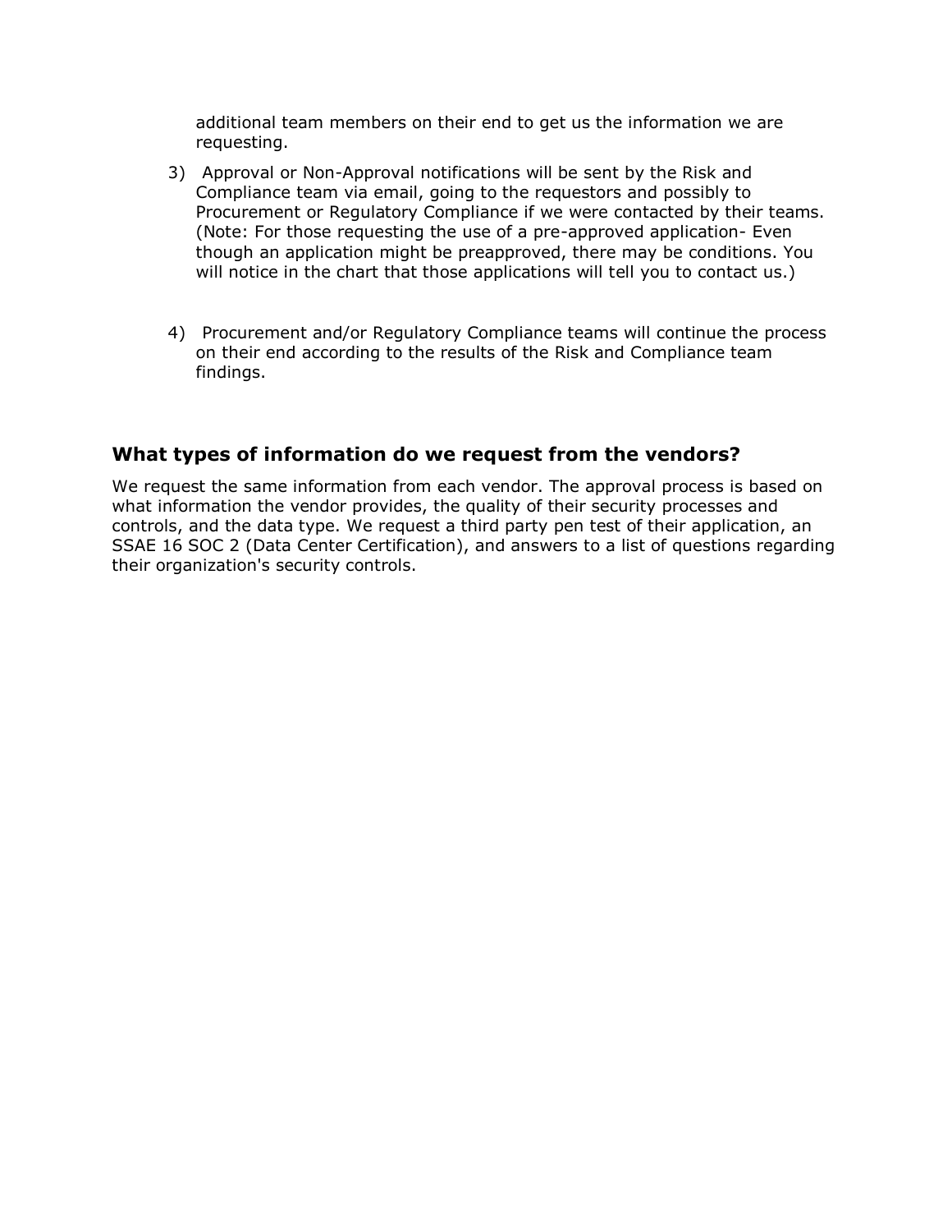additional team members on their end to get us the information we are requesting.

3) Approval or Non-Approval notifications will be sent by the Risk and Compliance team via email, going to the requestors and possibly to Procurement or Regulatory Compliance if we were contacted by their teams. (Note: For those requesting the use of a pre-approved application- Even though an application might be preapproved, there may be conditions. You will notice in the chart that those applications will tell you to contact us.)

4) Procurement and/or Regulatory Compliance teams will continue the process on their end according to the results of the Risk and Compliance team findings.

## What types of information do we request from the vendors?

We request the same information from each vendor. The approval process is based on what information the vendor provides, the quality of their security processes and controls, and the data type. We request a third party pen test of their application, an SSAE 16 SOC 2 (Data Center Certification), and answers to a list of questions regarding their organization's security controls.